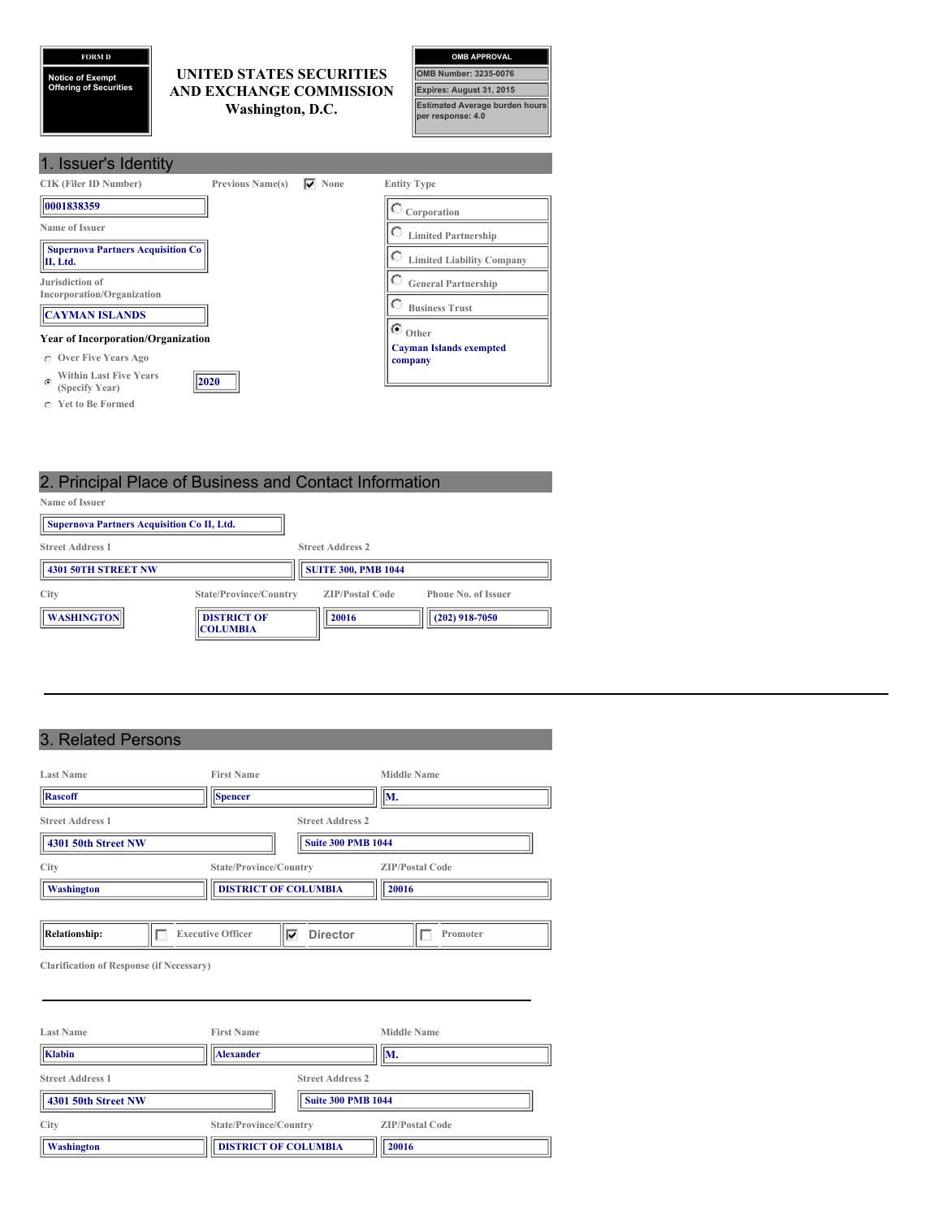**FORM D**

**Notice of Exempt Offering of Securities**

# UNITED STATES SECURITIES AND EXCHANGE COMMISSION
Washington, D.C.

**OMB APPROVAL**

OMB Number: 3235-0076

Expires: August 31, 2015

Estimated Average burden hours per response: 4.0

## 1. Issuer's Identity

| CIK (Filer ID Number) | Previous Name(s) | Entity Type |
|---|---|---|
| 0001838359 | ☑ None | ○ Corporation |
| | | ○ Limited Partnership |
| | | ○ Limited Liability Company |
| | | ○ General Partnership |
| | | ○ Business Trust |
| | | ◉ Other: Cayman Islands exempted company |

**Name of Issuer:** Supernova Partners Acquisition Co II, Ltd.

**Jurisdiction of Incorporation/Organization:** CAYMAN ISLANDS

**Year of Incorporation/Organization**

- ○ Over Five Years Ago
- ◉ Within Last Five Years (Specify Year): 2020
- ○ Yet to Be Formed

## 2. Principal Place of Business and Contact Information

**Name of Issuer:** Supernova Partners Acquisition Co II, Ltd.

| Street Address 1 | Street Address 2 |
|---|---|
| 4301 50TH STREET NW | SUITE 300, PMB 1044 |

| City | State/Province/Country | ZIP/Postal Code | Phone No. of Issuer |
|---|---|---|---|
| WASHINGTON | DISTRICT OF COLUMBIA | 20016 | (202) 918-7050 |

## 3. Related Persons

| Last Name | First Name | Middle Name |
|---|---|---|
| Rascoff | Spencer | M. |

| Street Address 1 | Street Address 2 |
|---|---|
| 4301 50th Street NW | Suite 300 PMB 1044 |

| City | State/Province/Country | ZIP/Postal Code |
|---|---|---|
| Washington | DISTRICT OF COLUMBIA | 20016 |

**Relationship:** ☐ Executive Officer ☑ Director ☐ Promoter

Clarification of Response (if Necessary)

---

| Last Name | First Name | Middle Name |
|---|---|---|
| Klabin | Alexander | M. |

| Street Address 1 | Street Address 2 |
|---|---|
| 4301 50th Street NW | Suite 300 PMB 1044 |

| City | State/Province/Country | ZIP/Postal Code |
|---|---|---|
| Washington | DISTRICT OF COLUMBIA | 20016 |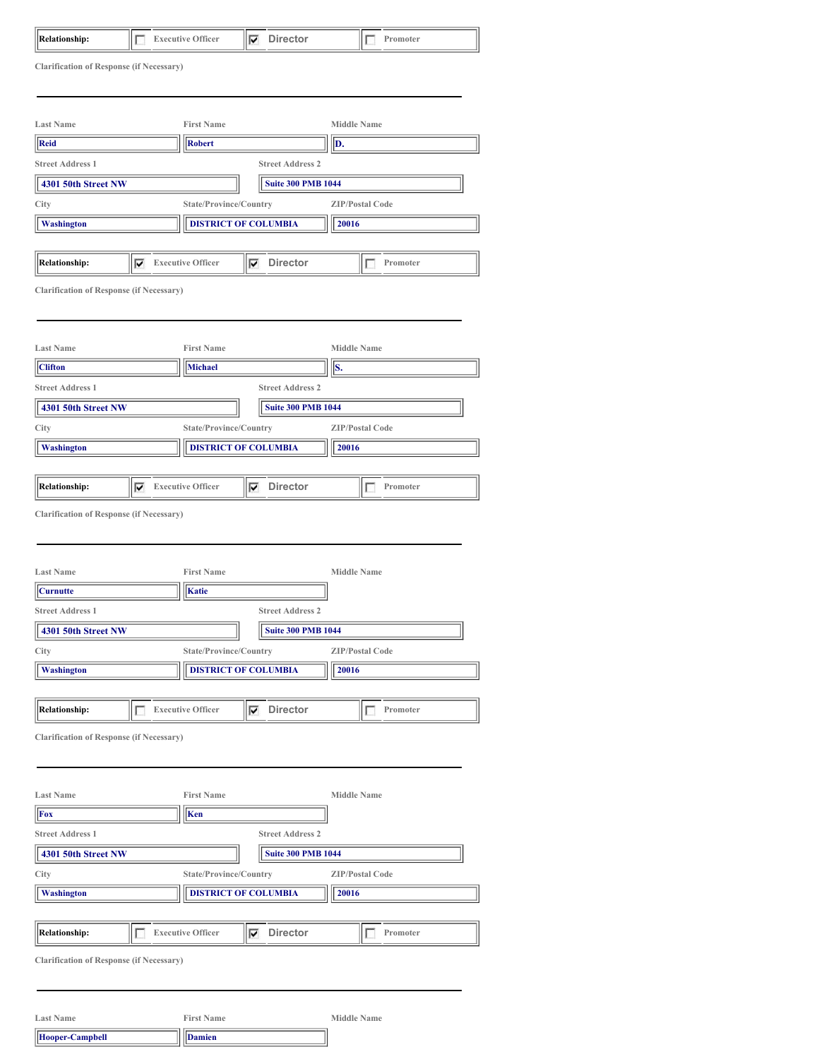| Relationship: | ☐ Executive Officer | ☑ Director | ☐ Promoter |
|---|---|---|---|

Clarification of Response (if Necessary)

---

| Last Name | First Name | Middle Name |
|---|---|---|
| Reid | Robert | D. |

| Street Address 1 | Street Address 2 |
|---|---|
| 4301 50th Street NW | Suite 300 PMB 1044 |

| City | State/Province/Country | ZIP/Postal Code |
|---|---|---|
| Washington | DISTRICT OF COLUMBIA | 20016 |

| Relationship: | ☑ Executive Officer | ☑ Director | ☐ Promoter |
|---|---|---|---|

Clarification of Response (if Necessary)

---

| Last Name | First Name | Middle Name |
|---|---|---|
| Clifton | Michael | S. |

| Street Address 1 | Street Address 2 |
|---|---|
| 4301 50th Street NW | Suite 300 PMB 1044 |

| City | State/Province/Country | ZIP/Postal Code |
|---|---|---|
| Washington | DISTRICT OF COLUMBIA | 20016 |

| Relationship: | ☑ Executive Officer | ☑ Director | ☐ Promoter |
|---|---|---|---|

Clarification of Response (if Necessary)

---

| Last Name | First Name | Middle Name |
|---|---|---|
| Curnutte | Katie | |

| Street Address 1 | Street Address 2 |
|---|---|
| 4301 50th Street NW | Suite 300 PMB 1044 |

| City | State/Province/Country | ZIP/Postal Code |
|---|---|---|
| Washington | DISTRICT OF COLUMBIA | 20016 |

| Relationship: | ☐ Executive Officer | ☑ Director | ☐ Promoter |
|---|---|---|---|

Clarification of Response (if Necessary)

---

| Last Name | First Name | Middle Name |
|---|---|---|
| Fox | Ken | |

| Street Address 1 | Street Address 2 |
|---|---|
| 4301 50th Street NW | Suite 300 PMB 1044 |

| City | State/Province/Country | ZIP/Postal Code |
|---|---|---|
| Washington | DISTRICT OF COLUMBIA | 20016 |

| Relationship: | ☐ Executive Officer | ☑ Director | ☐ Promoter |
|---|---|---|---|

Clarification of Response (if Necessary)

---

| Last Name | First Name | Middle Name |
|---|---|---|
| Hooper-Campbell | Damien | |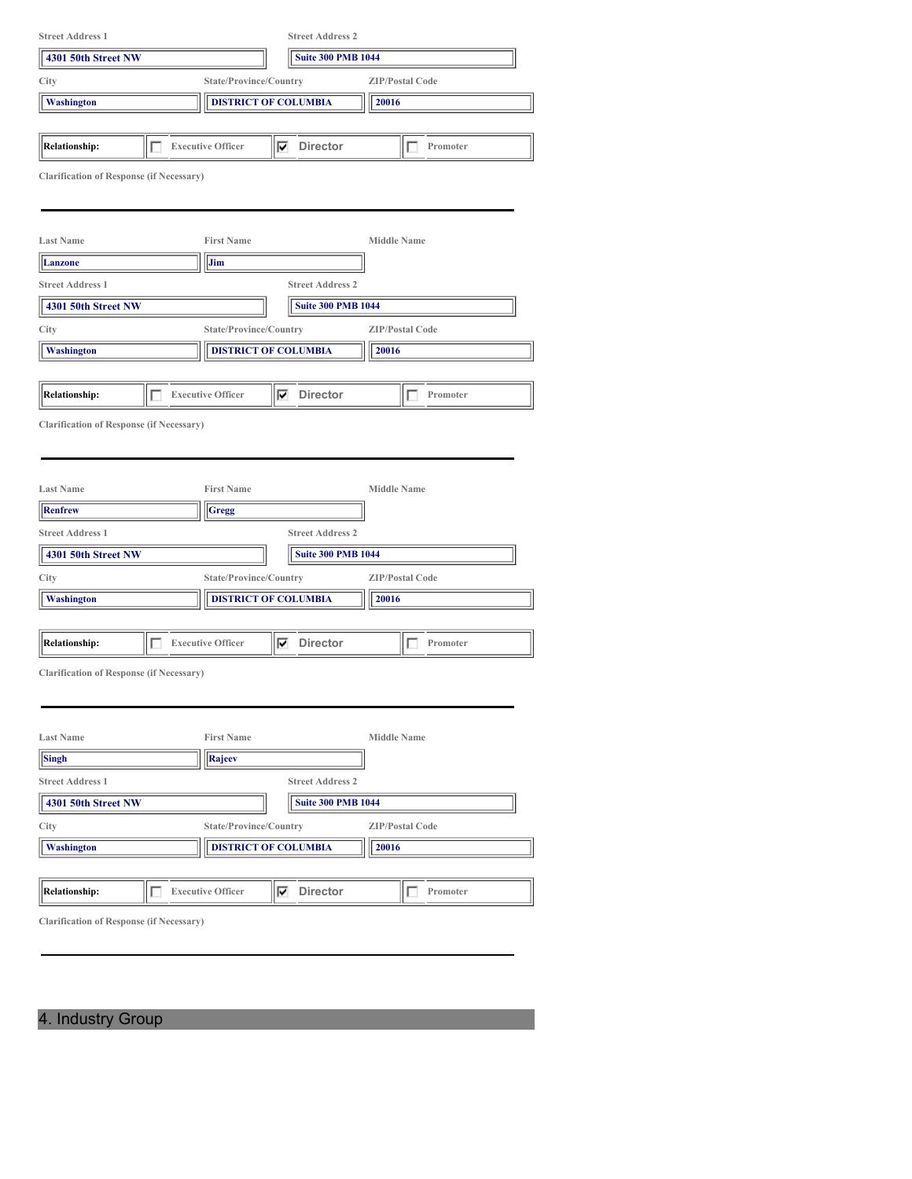| Street Address 1 | Street Address 2 | |
|---|---|---|
| 4301 50th Street NW | Suite 300 PMB 1044 | |
| **City** | **State/Province/Country** | **ZIP/Postal Code** |
| Washington | DISTRICT OF COLUMBIA | 20016 |

| Relationship: | ☐ Executive Officer | ☑ Director | ☐ Promoter |
|---|---|---|---|

Clarification of Response (if Necessary)

---

| Last Name | First Name | Middle Name |
|---|---|---|
| Lanzone | Jim | |
| **Street Address 1** | **Street Address 2** | |
| 4301 50th Street NW | Suite 300 PMB 1044 | |
| **City** | **State/Province/Country** | **ZIP/Postal Code** |
| Washington | DISTRICT OF COLUMBIA | 20016 |

| Relationship: | ☐ Executive Officer | ☑ Director | ☐ Promoter |
|---|---|---|---|

Clarification of Response (if Necessary)

---

| Last Name | First Name | Middle Name |
|---|---|---|
| Renfrew | Gregg | |
| **Street Address 1** | **Street Address 2** | |
| 4301 50th Street NW | Suite 300 PMB 1044 | |
| **City** | **State/Province/Country** | **ZIP/Postal Code** |
| Washington | DISTRICT OF COLUMBIA | 20016 |

| Relationship: | ☐ Executive Officer | ☑ Director | ☐ Promoter |
|---|---|---|---|

Clarification of Response (if Necessary)

---

| Last Name | First Name | Middle Name |
|---|---|---|
| Singh | Rajeev | |
| **Street Address 1** | **Street Address 2** | |
| 4301 50th Street NW | Suite 300 PMB 1044 | |
| **City** | **State/Province/Country** | **ZIP/Postal Code** |
| Washington | DISTRICT OF COLUMBIA | 20016 |

| Relationship: | ☐ Executive Officer | ☑ Director | ☐ Promoter |
|---|---|---|---|

Clarification of Response (if Necessary)

---

## 4. Industry Group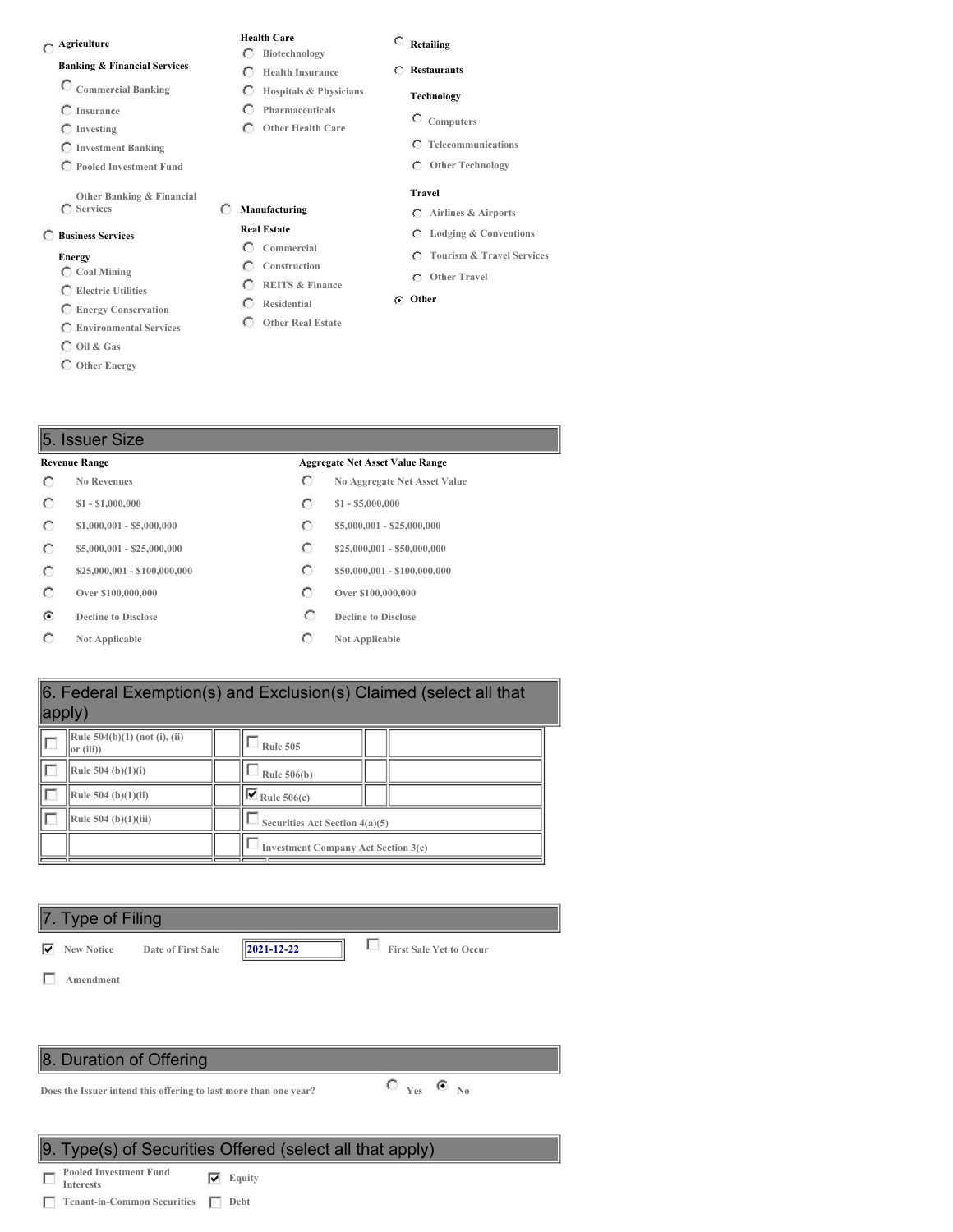- ( ) Agriculture
- **Banking & Financial Services**
  - ( ) Commercial Banking
  - ( ) Insurance
  - ( ) Investing
  - ( ) Investment Banking
  - ( ) Pooled Investment Fund
  - ( ) Other Banking & Financial Services
- ( ) Business Services
- **Energy**
  - ( ) Coal Mining
  - ( ) Electric Utilities
  - ( ) Energy Conservation
  - ( ) Environmental Services
  - ( ) Oil & Gas
  - ( ) Other Energy
- **Health Care**
  - ( ) Biotechnology
  - ( ) Health Insurance
  - ( ) Hospitals & Physicians
  - ( ) Pharmaceuticals
  - ( ) Other Health Care
- ( ) Manufacturing
- **Real Estate**
  - ( ) Commercial
  - ( ) Construction
  - ( ) REITS & Finance
  - ( ) Residential
  - ( ) Other Real Estate
- ( ) Retailing
- ( ) Restaurants
- **Technology**
  - ( ) Computers
  - ( ) Telecommunications
  - ( ) Other Technology
- **Travel**
  - ( ) Airlines & Airports
  - ( ) Lodging & Conventions
  - ( ) Tourism & Travel Services
  - ( ) Other Travel
- (•) Other

## 5. Issuer Size

| Revenue Range | | Aggregate Net Asset Value Range | |
|---|---|---|---|
| ( ) | No Revenues | ( ) | No Aggregate Net Asset Value |
| ( ) | $1 - $1,000,000 | ( ) | $1 - $5,000,000 |
| ( ) | $1,000,001 - $5,000,000 | ( ) | $5,000,001 - $25,000,000 |
| ( ) | $5,000,001 - $25,000,000 | ( ) | $25,000,001 - $50,000,000 |
| ( ) | $25,000,001 - $100,000,000 | ( ) | $50,000,001 - $100,000,000 |
| ( ) | Over $100,000,000 | ( ) | Over $100,000,000 |
| (•) | Decline to Disclose | ( ) | Decline to Disclose |
| ( ) | Not Applicable | ( ) | Not Applicable |

## 6. Federal Exemption(s) and Exclusion(s) Claimed (select all that apply)

| | | | |
|---|---|---|---|
| [ ] | Rule 504(b)(1) (not (i), (ii) or (iii)) | [ ] | Rule 505 |
| [ ] | Rule 504 (b)(1)(i) | [ ] | Rule 506(b) |
| [ ] | Rule 504 (b)(1)(ii) | [x] | Rule 506(c) |
| [ ] | Rule 504 (b)(1)(iii) | [ ] | Securities Act Section 4(a)(5) |
| | | [ ] | Investment Company Act Section 3(c) |

## 7. Type of Filing

[x] New Notice  Date of First Sale 2021-12-22  [ ] First Sale Yet to Occur

[ ] Amendment

## 8. Duration of Offering

Does the Issuer intend this offering to last more than one year? ( ) Yes (•) No

## 9. Type(s) of Securities Offered (select all that apply)

| | | | |
|---|---|---|---|
| [ ] | Pooled Investment Fund Interests | [x] | Equity |
| [ ] | Tenant-in-Common Securities | [ ] | Debt |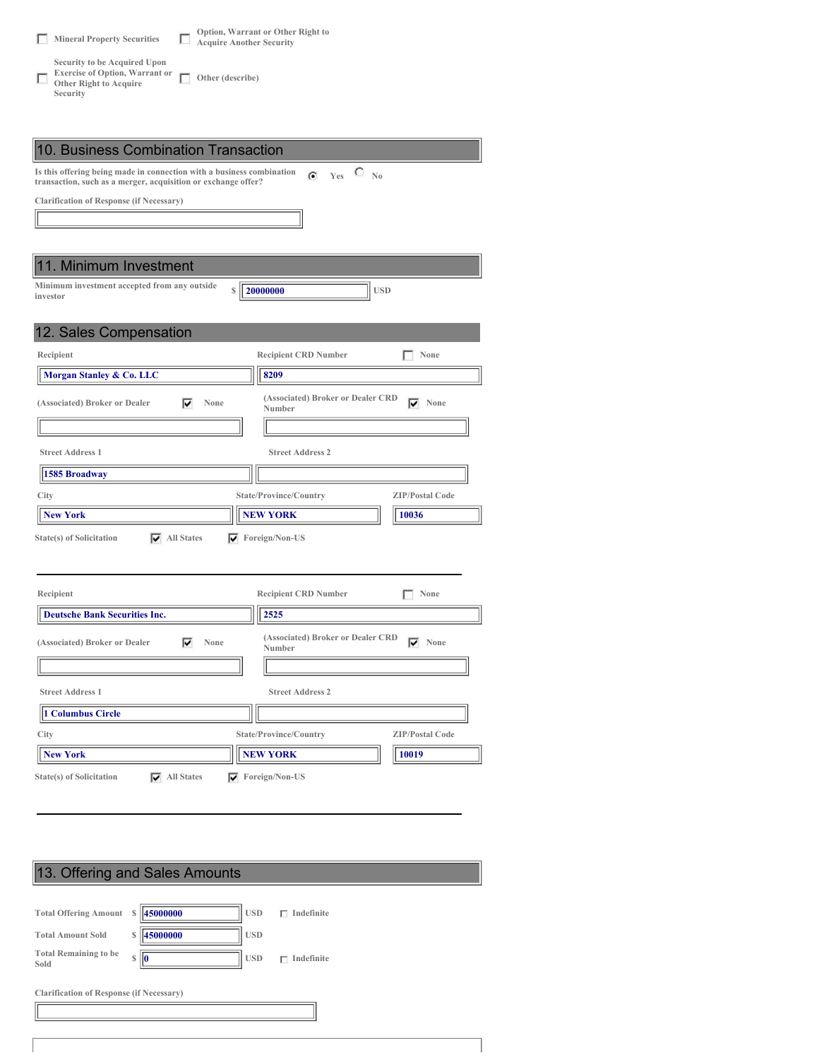- [ ] Mineral Property Securities
- [ ] Option, Warrant or Other Right to Acquire Another Security
- [ ] Security to be Acquired Upon Exercise of Option, Warrant or Other Right to Acquire Security
- [ ] Other (describe)

## 10. Business Combination Transaction

Is this offering being made in connection with a business combination transaction, such as a merger, acquisition or exchange offer? (x) Yes ( ) No

Clarification of Response (if Necessary)

## 11. Minimum Investment

Minimum investment accepted from any outside investor $ 20000000 USD

## 12. Sales Compensation

| Field | Value |
| --- | --- |
| Recipient | Morgan Stanley & Co. LLC |
| Recipient CRD Number | 8209 ( ) None |
| (Associated) Broker or Dealer | [x] None |
| (Associated) Broker or Dealer CRD Number | [x] None |
| Street Address 1 | 1585 Broadway |
| Street Address 2 | |
| City | New York |
| State/Province/Country | NEW YORK |
| ZIP/Postal Code | 10036 |
| State(s) of Solicitation | [x] All States [x] Foreign/Non-US |

| Field | Value |
| --- | --- |
| Recipient | Deutsche Bank Securities Inc. |
| Recipient CRD Number | 2525 ( ) None |
| (Associated) Broker or Dealer | [x] None |
| (Associated) Broker or Dealer CRD Number | [x] None |
| Street Address 1 | 1 Columbus Circle |
| Street Address 2 | |
| City | New York |
| State/Province/Country | NEW YORK |
| ZIP/Postal Code | 10019 |
| State(s) of Solicitation | [x] All States [x] Foreign/Non-US |

## 13. Offering and Sales Amounts

| | | | |
| --- | --- | --- | --- |
| Total Offering Amount | $ 45000000 | USD | [ ] Indefinite |
| Total Amount Sold | $ 45000000 | USD | |
| Total Remaining to be Sold | $ 0 | USD | [ ] Indefinite |

Clarification of Response (if Necessary)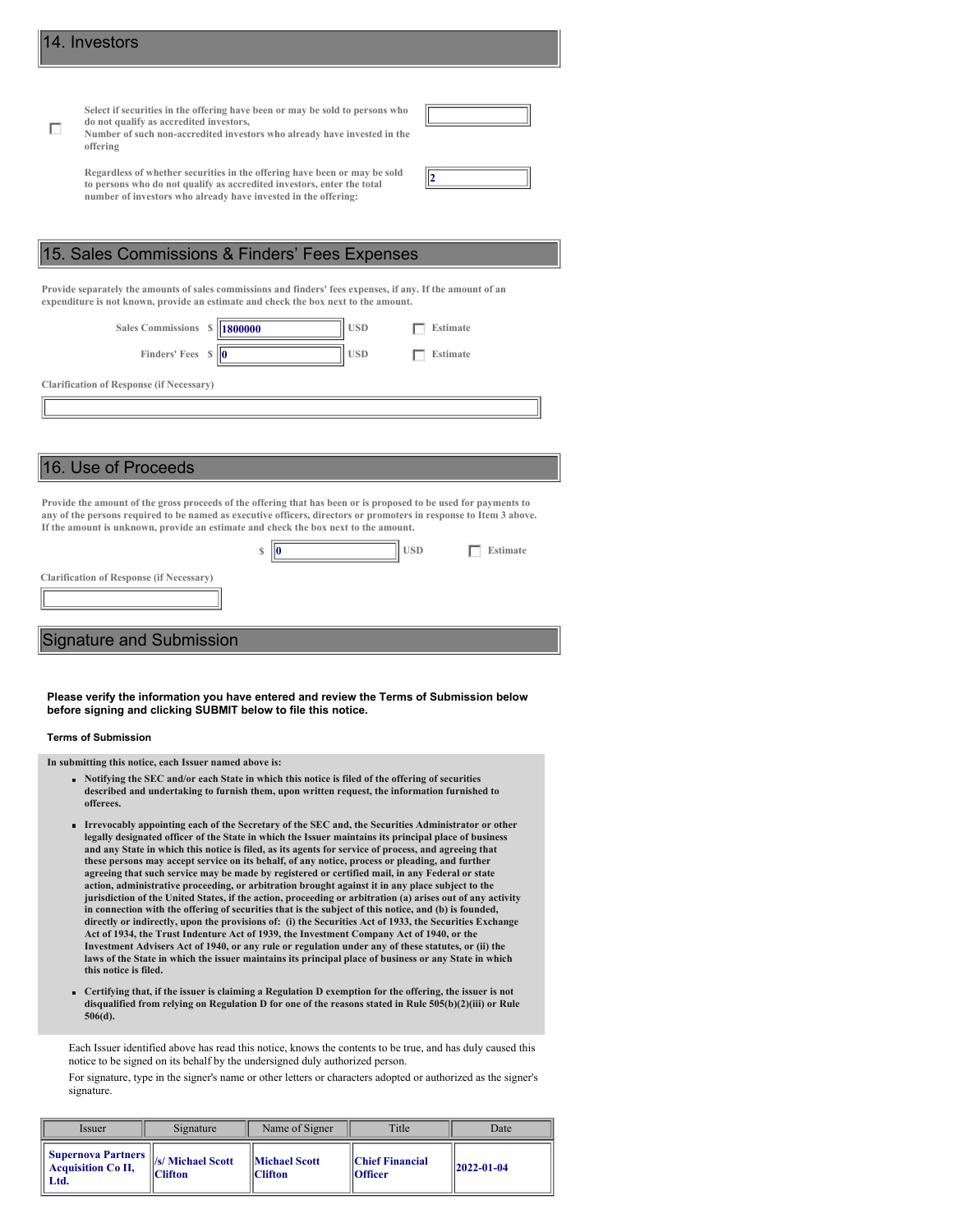## 14. Investors

- [ ] Select if securities in the offering have been or may be sold to persons who do not qualify as accredited investors,

Number of such non-accredited investors who already have invested in the offering:

Regardless of whether securities in the offering have been or may be sold to persons who do not qualify as accredited investors, enter the total number of investors who already have invested in the offering: 2

## 15. Sales Commissions & Finders' Fees Expenses

Provide separately the amounts of sales commissions and finders' fees expenses, if any. If the amount of an expenditure is not known, provide an estimate and check the box next to the amount.

Sales Commissions $ 1800000 USD [ ] Estimate

Finders' Fees $ 0 USD [ ] Estimate

Clarification of Response (if Necessary)

## 16. Use of Proceeds

Provide the amount of the gross proceeds of the offering that has been or is proposed to be used for payments to any of the persons required to be named as executive officers, directors or promoters in response to Item 3 above. If the amount is unknown, provide an estimate and check the box next to the amount.

$ 0 USD [ ] Estimate

Clarification of Response (if Necessary)

## Signature and Submission

**Please verify the information you have entered and review the Terms of Submission below before signing and clicking SUBMIT below to file this notice.**

**Terms of Submission**

**In submitting this notice, each Issuer named above is:**

- **Notifying the SEC and/or each State in which this notice is filed of the offering of securities described and undertaking to furnish them, upon written request, the information furnished to offerees.**
- **Irrevocably appointing each of the Secretary of the SEC and, the Securities Administrator or other legally designated officer of the State in which the Issuer maintains its principal place of business and any State in which this notice is filed, as its agents for service of process, and agreeing that these persons may accept service on its behalf, of any notice, process or pleading, and further agreeing that such service may be made by registered or certified mail, in any Federal or state action, administrative proceeding, or arbitration brought against it in any place subject to the jurisdiction of the United States, if the action, proceeding or arbitration (a) arises out of any activity in connection with the offering of securities that is the subject of this notice, and (b) is founded, directly or indirectly, upon the provisions of: (i) the Securities Act of 1933, the Securities Exchange Act of 1934, the Trust Indenture Act of 1939, the Investment Company Act of 1940, or the Investment Advisers Act of 1940, or any rule or regulation under any of these statutes, or (ii) the laws of the State in which the issuer maintains its principal place of business or any State in which this notice is filed.**
- **Certifying that, if the issuer is claiming a Regulation D exemption for the offering, the issuer is not disqualified from relying on Regulation D for one of the reasons stated in Rule 505(b)(2)(iii) or Rule 506(d).**

Each Issuer identified above has read this notice, knows the contents to be true, and has duly caused this notice to be signed on its behalf by the undersigned duly authorized person.

For signature, type in the signer's name or other letters or characters adopted or authorized as the signer's signature.

| Issuer | Signature | Name of Signer | Title | Date |
|---|---|---|---|---|
| Supernova Partners Acquisition Co II, Ltd. | /s/ Michael Scott Clifton | Michael Scott Clifton | Chief Financial Officer | 2022-01-04 |